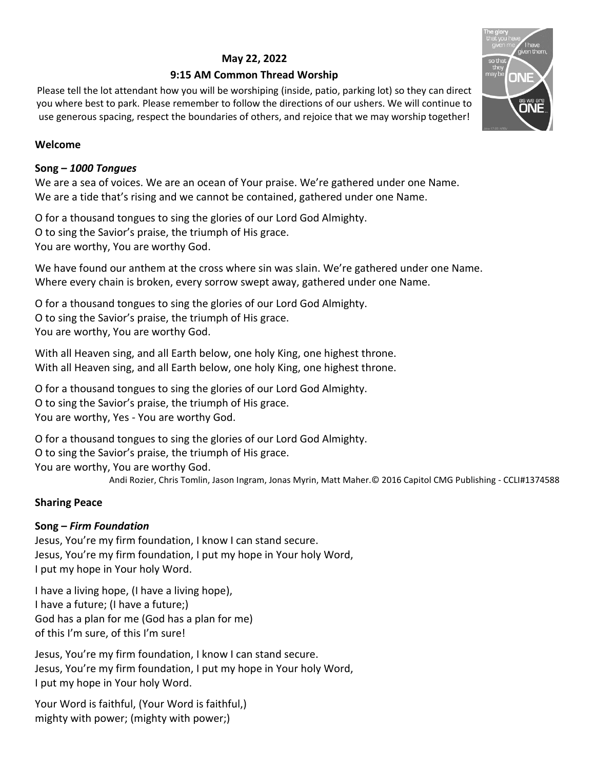**May 22, 2022**

**9:15 AM Common Thread Worship**

Please tell the lot attendant how you will be worshiping (inside, patio, parking lot) so they can direct you where best to park. Please remember to follow the directions of our ushers. We will continue to use generous spacing, respect the boundaries of others, and rejoice that we may worship together!

**Welcome**

**Song – *1000 Tongues***

We are a sea of voices. We are an ocean of Your praise. We're gathered under one Name.
We are a tide that's rising and we cannot be contained, gathered under one Name.

O for a thousand tongues to sing the glories of our Lord God Almighty.
O to sing the Savior's praise, the triumph of His grace.
You are worthy, You are worthy God.

We have found our anthem at the cross where sin was slain. We're gathered under one Name.
Where every chain is broken, every sorrow swept away, gathered under one Name.

O for a thousand tongues to sing the glories of our Lord God Almighty.
O to sing the Savior's praise, the triumph of His grace.
You are worthy, You are worthy God.

With all Heaven sing, and all Earth below, one holy King, one highest throne.
With all Heaven sing, and all Earth below, one holy King, one highest throne.

O for a thousand tongues to sing the glories of our Lord God Almighty.
O to sing the Savior's praise, the triumph of His grace.
You are worthy, Yes - You are worthy God.

O for a thousand tongues to sing the glories of our Lord God Almighty.
O to sing the Savior's praise, the triumph of His grace.
You are worthy, You are worthy God.

Andi Rozier, Chris Tomlin, Jason Ingram, Jonas Myrin, Matt Maher.© 2016 Capitol CMG Publishing - CCLI#1374588

**Sharing Peace**

**Song – *Firm Foundation***

Jesus, You're my firm foundation, I know I can stand secure.
Jesus, You're my firm foundation, I put my hope in Your holy Word,
I put my hope in Your holy Word.

I have a living hope, (I have a living hope),
I have a future; (I have a future;)
God has a plan for me (God has a plan for me)
of this I'm sure, of this I'm sure!

Jesus, You're my firm foundation, I know I can stand secure.
Jesus, You're my firm foundation, I put my hope in Your holy Word,
I put my hope in Your holy Word.

Your Word is faithful, (Your Word is faithful,)
mighty with power; (mighty with power;)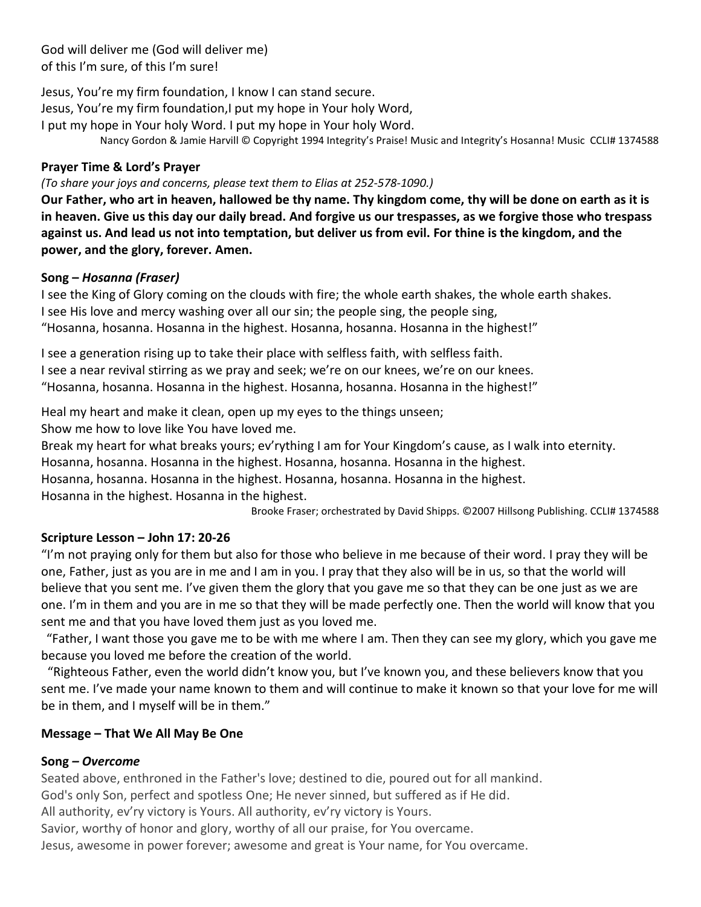God will deliver me (God will deliver me)
of this I'm sure, of this I'm sure!

Jesus, You're my firm foundation, I know I can stand secure.
Jesus, You're my firm foundation,I put my hope in Your holy Word,
I put my hope in Your holy Word. I put my hope in Your holy Word.
Nancy Gordon & Jamie Harvill © Copyright 1994 Integrity's Praise! Music and Integrity's Hosanna! Music CCLI# 1374588

**Prayer Time & Lord's Prayer**

*(To share your joys and concerns, please text them to Elias at 252-578-1090.)*

**Our Father, who art in heaven, hallowed be thy name. Thy kingdom come, thy will be done on earth as it is in heaven. Give us this day our daily bread. And forgive us our trespasses, as we forgive those who trespass against us. And lead us not into temptation, but deliver us from evil. For thine is the kingdom, and the power, and the glory, forever. Amen.**

**Song – *Hosanna (Fraser)***

I see the King of Glory coming on the clouds with fire; the whole earth shakes, the whole earth shakes.
I see His love and mercy washing over all our sin; the people sing, the people sing,
"Hosanna, hosanna. Hosanna in the highest. Hosanna, hosanna. Hosanna in the highest!"

I see a generation rising up to take their place with selfless faith, with selfless faith.
I see a near revival stirring as we pray and seek; we're on our knees, we're on our knees.
"Hosanna, hosanna. Hosanna in the highest. Hosanna, hosanna. Hosanna in the highest!"

Heal my heart and make it clean, open up my eyes to the things unseen;
Show me how to love like You have loved me.
Break my heart for what breaks yours; ev'rything I am for Your Kingdom's cause, as I walk into eternity.
Hosanna, hosanna. Hosanna in the highest. Hosanna, hosanna. Hosanna in the highest.
Hosanna, hosanna. Hosanna in the highest. Hosanna, hosanna. Hosanna in the highest.
Hosanna in the highest. Hosanna in the highest.
Brooke Fraser; orchestrated by David Shipps. ©2007 Hillsong Publishing. CCLI# 1374588

**Scripture Lesson – John 17: 20-26**

"I'm not praying only for them but also for those who believe in me because of their word. I pray they will be one, Father, just as you are in me and I am in you. I pray that they also will be in us, so that the world will believe that you sent me. I've given them the glory that you gave me so that they can be one just as we are one. I'm in them and you are in me so that they will be made perfectly one. Then the world will know that you sent me and that you have loved them just as you loved me.

"Father, I want those you gave me to be with me where I am. Then they can see my glory, which you gave me because you loved me before the creation of the world.

"Righteous Father, even the world didn't know you, but I've known you, and these believers know that you sent me. I've made your name known to them and will continue to make it known so that your love for me will be in them, and I myself will be in them."

**Message – That We All May Be One**

**Song – *Overcome***

Seated above, enthroned in the Father's love; destined to die, poured out for all mankind.
God's only Son, perfect and spotless One; He never sinned, but suffered as if He did.
All authority, ev'ry victory is Yours. All authority, ev'ry victory is Yours.
Savior, worthy of honor and glory, worthy of all our praise, for You overcame.
Jesus, awesome in power forever; awesome and great is Your name, for You overcame.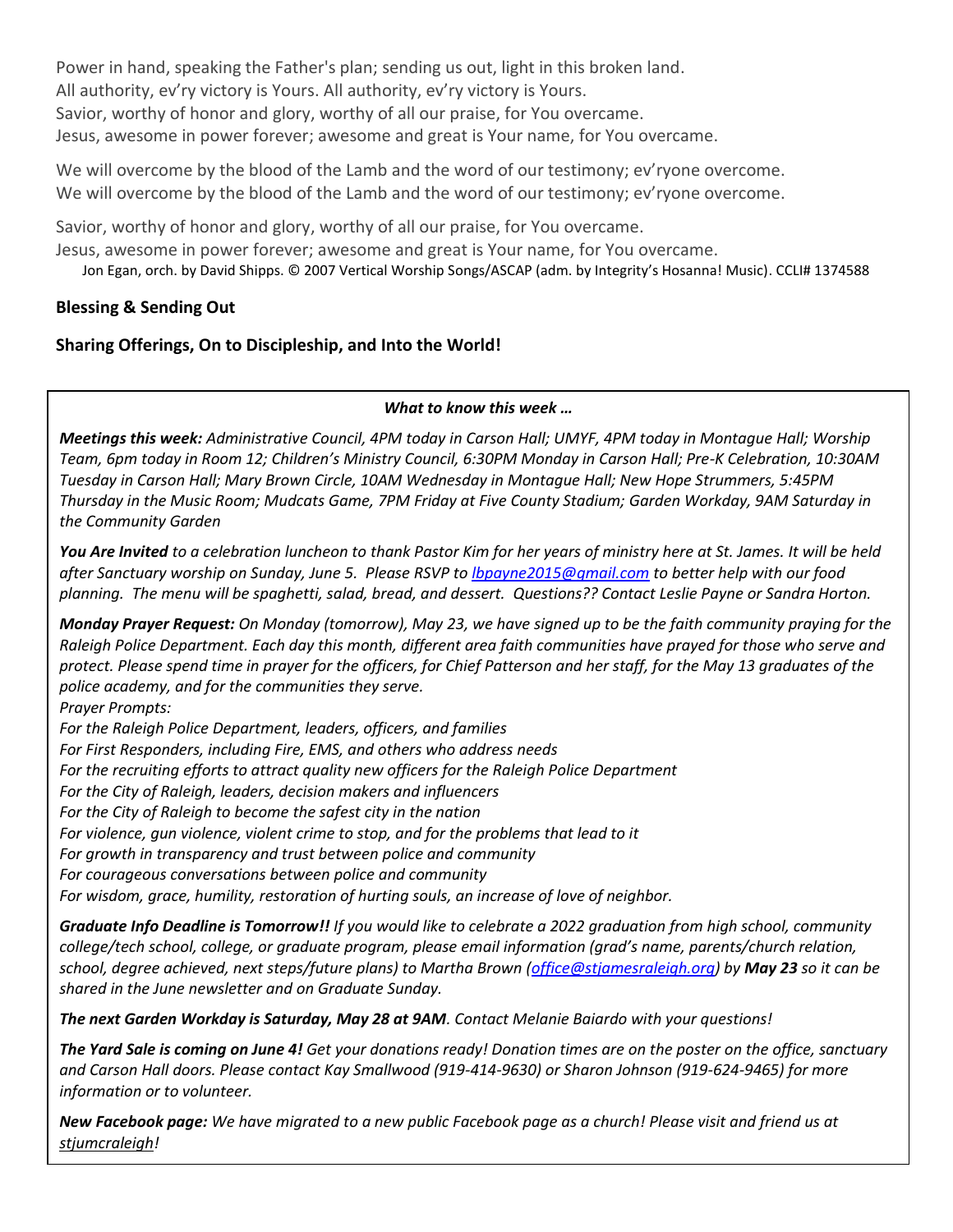Power in hand, speaking the Father's plan; sending us out, light in this broken land.
All authority, ev'ry victory is Yours. All authority, ev'ry victory is Yours.
Savior, worthy of honor and glory, worthy of all our praise, for You overcame.
Jesus, awesome in power forever; awesome and great is Your name, for You overcame.

We will overcome by the blood of the Lamb and the word of our testimony; ev'ryone overcome.
We will overcome by the blood of the Lamb and the word of our testimony; ev'ryone overcome.

Savior, worthy of honor and glory, worthy of all our praise, for You overcame.
Jesus, awesome in power forever; awesome and great is Your name, for You overcame.

Jon Egan, orch. by David Shipps. © 2007 Vertical Worship Songs/ASCAP (adm. by Integrity's Hosanna! Music). CCLI# 1374588

**Blessing & Sending Out**

**Sharing Offerings, On to Discipleship, and Into the World!**

***What to know this week …***

***Meetings this week:*** *Administrative Council, 4PM today in Carson Hall; UMYF, 4PM today in Montague Hall; Worship Team, 6pm today in Room 12; Children's Ministry Council, 6:30PM Monday in Carson Hall; Pre-K Celebration, 10:30AM Tuesday in Carson Hall; Mary Brown Circle, 10AM Wednesday in Montague Hall; New Hope Strummers, 5:45PM Thursday in the Music Room; Mudcats Game, 7PM Friday at Five County Stadium; Garden Workday, 9AM Saturday in the Community Garden*

***You Are Invited*** *to a celebration luncheon to thank Pastor Kim for her years of ministry here at St. James. It will be held after Sanctuary worship on Sunday, June 5. Please RSVP to lbpayne2015@gmail.com to better help with our food planning. The menu will be spaghetti, salad, bread, and dessert. Questions?? Contact Leslie Payne or Sandra Horton.*

***Monday Prayer Request:*** *On Monday (tomorrow), May 23, we have signed up to be the faith community praying for the Raleigh Police Department. Each day this month, different area faith communities have prayed for those who serve and protect. Please spend time in prayer for the officers, for Chief Patterson and her staff, for the May 13 graduates of the police academy, and for the communities they serve.*

*Prayer Prompts:*
*For the Raleigh Police Department, leaders, officers, and families*
*For First Responders, including Fire, EMS, and others who address needs*
*For the recruiting efforts to attract quality new officers for the Raleigh Police Department*
*For the City of Raleigh, leaders, decision makers and influencers*
*For the City of Raleigh to become the safest city in the nation*
*For violence, gun violence, violent crime to stop, and for the problems that lead to it*
*For growth in transparency and trust between police and community*
*For courageous conversations between police and community*
*For wisdom, grace, humility, restoration of hurting souls, an increase of love of neighbor.*

***Graduate Info Deadline is Tomorrow!!*** *If you would like to celebrate a 2022 graduation from high school, community college/tech school, college, or graduate program, please email information (grad's name, parents/church relation, school, degree achieved, next steps/future plans) to Martha Brown (office@stjamesraleigh.org) by* ***May 23*** *so it can be shared in the June newsletter and on Graduate Sunday.*

***The next Garden Workday is Saturday, May 28 at 9AM****. Contact Melanie Baiardo with your questions!*

***The Yard Sale is coming on June 4!*** *Get your donations ready! Donation times are on the poster on the office, sanctuary and Carson Hall doors. Please contact Kay Smallwood (919-414-9630) or Sharon Johnson (919-624-9465) for more information or to volunteer.*

***New Facebook page:*** *We have migrated to a new public Facebook page as a church! Please visit and friend us at stjumcraleigh!*